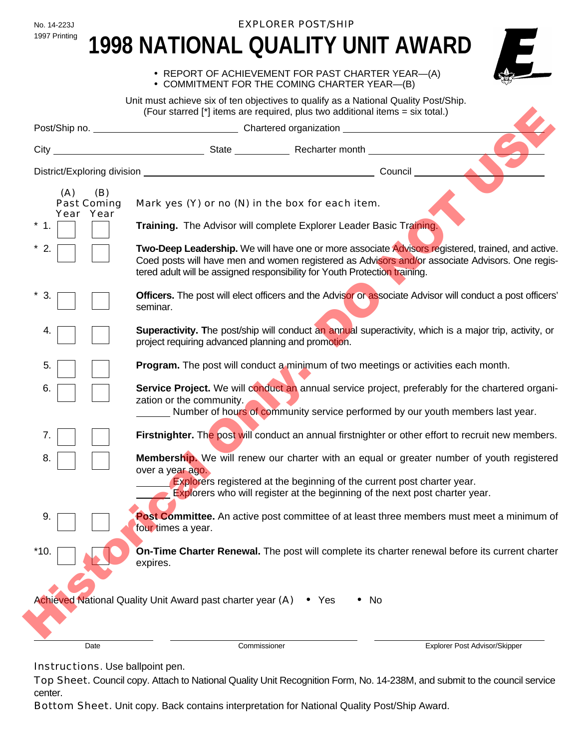No. 14-223J
1997 Printing

EXPLORER POST/SHIP

# 1998 NATIONAL QUALITY UNIT AWARD

- REPORT OF ACHIEVEMENT FOR PAST CHARTER YEAR—(A)
- COMMITMENT FOR THE COMING CHARTER YEAR—(B)

Unit must achieve six of ten objectives to qualify as a National Quality Post/Ship.
(Four starred [*] items are required, plus two additional items = six total.)

Post/Ship no. ____________ Chartered organization ____________

City ____________ State ____________ Recharter month ____________

District/Exploring division ____________ Council ____________

| | (A) Past Year | (B) Coming Year | Mark yes (Y) or no (N) in the box for each item. |
|---|---|---|---|
| * 1. | | | **Training.** The Advisor will complete Explorer Leader Basic Training. |
| * 2. | | | **Two-Deep Leadership.** We will have one or more associate Advisors registered, trained, and active. Coed posts will have men and women registered as Advisors and/or associate Advisors. One registered adult will be assigned responsibility for Youth Protection training. |
| * 3. | | | **Officers.** The post will elect officers and the Advisor or associate Advisor will conduct a post officers' seminar. |
| 4. | | | **Superactivity.** The post/ship will conduct an annual superactivity, which is a major trip, activity, or project requiring advanced planning and promotion. |
| 5. | | | **Program.** The post will conduct a minimum of two meetings or activities each month. |
| 6. | | | **Service Project.** We will conduct an annual service project, preferably for the chartered organization or the community. ______ Number of hours of community service performed by our youth members last year. |
| 7. | | | **Firstnighter.** The post will conduct an annual firstnighter or other effort to recruit new members. |
| 8. | | | **Membership.** We will renew our charter with an equal or greater number of youth registered over a year ago. ______ Explorers registered at the beginning of the current post charter year. ______ Explorers who will register at the beginning of the next post charter year. |
| 9. | | | **Post Committee.** An active post committee of at least three members must meet a minimum of four times a year. |
| *10. | | | **On-Time Charter Renewal.** The post will complete its charter renewal before its current charter expires. |

Achieved National Quality Unit Award past charter year (A) • Yes • No

______________ Date ______________ Commissioner ______________ Explorer Post Advisor/Skipper

Instructions. Use ballpoint pen.

Top Sheet. Council copy. Attach to National Quality Unit Recognition Form, No. 14-238M, and submit to the council service center.

Bottom Sheet. Unit copy. Back contains interpretation for National Quality Post/Ship Award.

Historical Only: DO NOT USE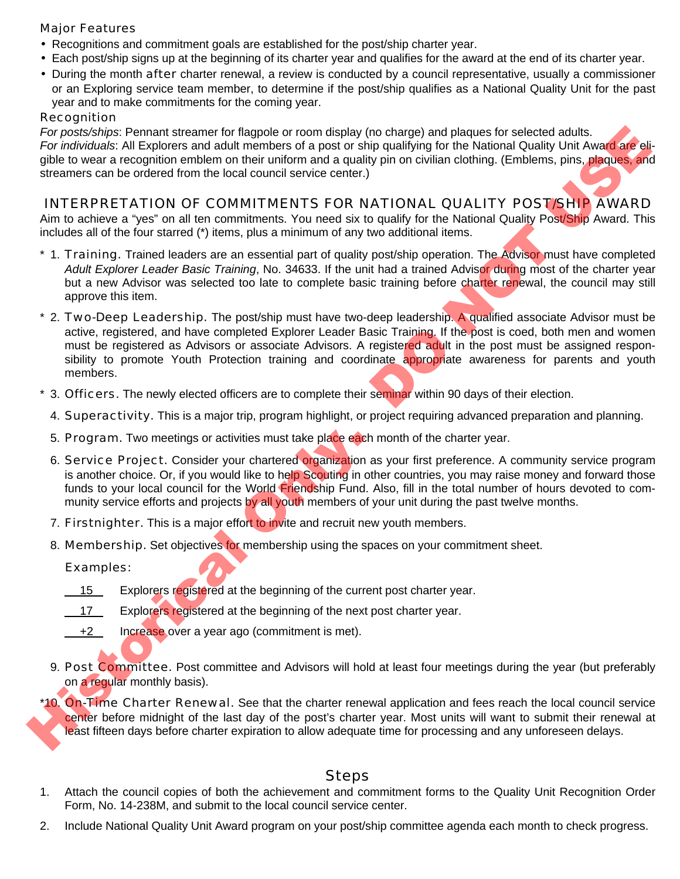Major Features

- Recognitions and commitment goals are established for the post/ship charter year.
- Each post/ship signs up at the beginning of its charter year and qualifies for the award at the end of its charter year.
- During the month after charter renewal, a review is conducted by a council representative, usually a commissioner or an Exploring service team member, to determine if the post/ship qualifies as a National Quality Unit for the past year and to make commitments for the coming year.

Recognition

*For posts/ships*: Pennant streamer for flagpole or room display (no charge) and plaques for selected adults.
*For individuals*: All Explorers and adult members of a post or ship qualifying for the National Quality Unit Award are eligible to wear a recognition emblem on their uniform and a quality pin on civilian clothing. (Emblems, pins, plaques, and streamers can be ordered from the local council service center.)

## INTERPRETATION OF COMMITMENTS FOR NATIONAL QUALITY POST/SHIP AWARD

Aim to achieve a "yes" on all ten commitments. You need six to qualify for the National Quality Post/Ship Award. This includes all of the four starred (*) items, plus a minimum of any two additional items.

\* 1. Training. Trained leaders are an essential part of quality post/ship operation. The Advisor must have completed *Adult Explorer Leader Basic Training*, No. 34633. If the unit had a trained Advisor during most of the charter year but a new Advisor was selected too late to complete basic training before charter renewal, the council may still approve this item.

\* 2. Two-Deep Leadership. The post/ship must have two-deep leadership. A qualified associate Advisor must be active, registered, and have completed Explorer Leader Basic Training. If the post is coed, both men and women must be registered as Advisors or associate Advisors. A registered adult in the post must be assigned responsibility to promote Youth Protection training and coordinate appropriate awareness for parents and youth members.

\* 3. Officers. The newly elected officers are to complete their seminar within 90 days of their election.

4. Superactivity. This is a major trip, program highlight, or project requiring advanced preparation and planning.

5. Program. Two meetings or activities must take place each month of the charter year.

6. Service Project. Consider your chartered organization as your first preference. A community service program is another choice. Or, if you would like to help Scouting in other countries, you may raise money and forward those funds to your local council for the World Friendship Fund. Also, fill in the total number of hours devoted to community service efforts and projects by all youth members of your unit during the past twelve months.

7. Firstnighter. This is a major effort to invite and recruit new youth members.

8. Membership. Set objectives for membership using the spaces on your commitment sheet.

   Examples:

   __15__ Explorers registered at the beginning of the current post charter year.

   __17__ Explorers registered at the beginning of the next post charter year.

   __+2__ Increase over a year ago (commitment is met).

9. Post Committee. Post committee and Advisors will hold at least four meetings during the year (but preferably on a regular monthly basis).

\*10. On-Time Charter Renewal. See that the charter renewal application and fees reach the local council service center before midnight of the last day of the post's charter year. Most units will want to submit their renewal at least fifteen days before charter expiration to allow adequate time for processing and any unforeseen delays.

## Steps

1. Attach the council copies of both the achievement and commitment forms to the Quality Unit Recognition Order Form, No. 14-238M, and submit to the local council service center.
2. Include National Quality Unit Award program on your post/ship committee agenda each month to check progress.

Historical Only: DO NOT USE